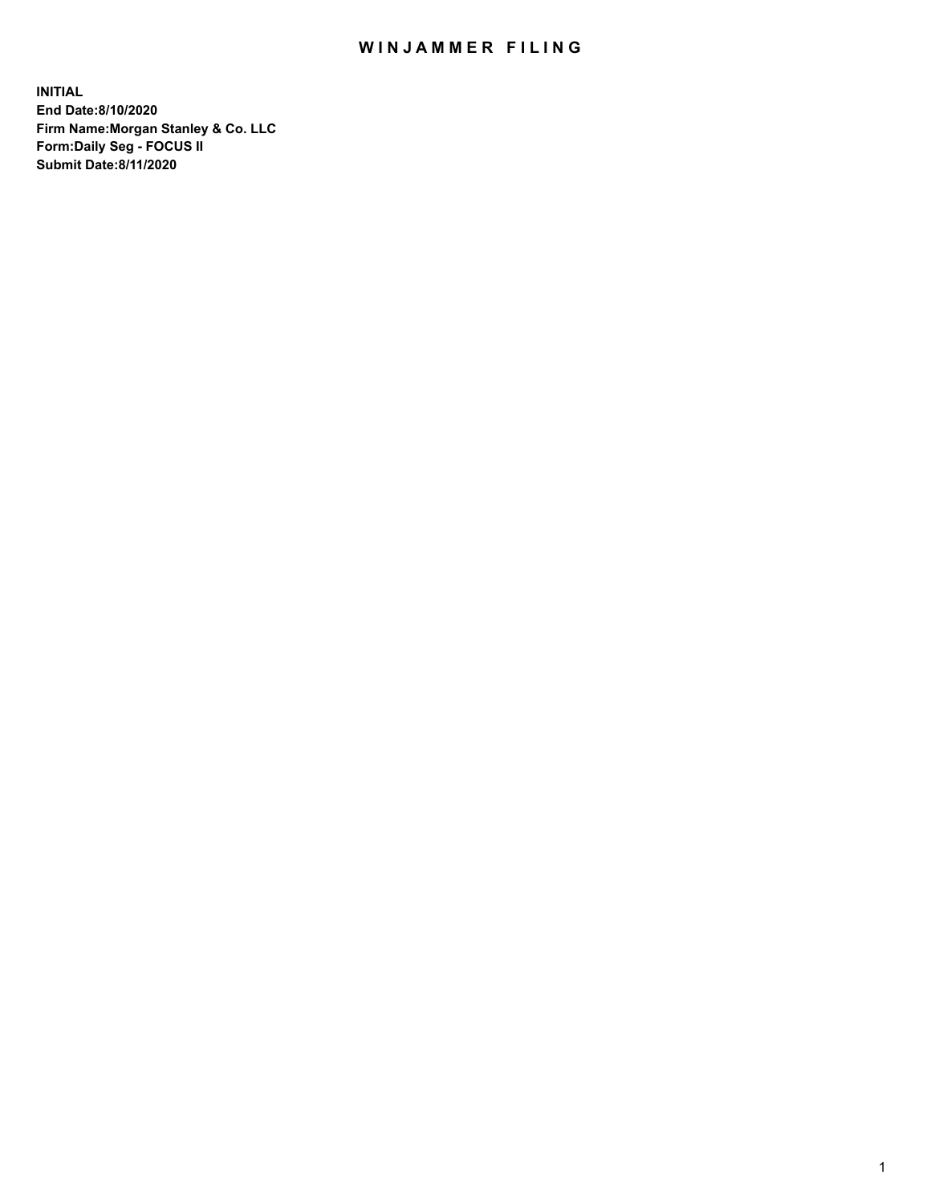# WINJAMMER FILING

**INITIAL**
**End Date:8/10/2020**
**Firm Name:Morgan Stanley & Co. LLC**
**Form:Daily Seg - FOCUS II**
**Submit Date:8/11/2020**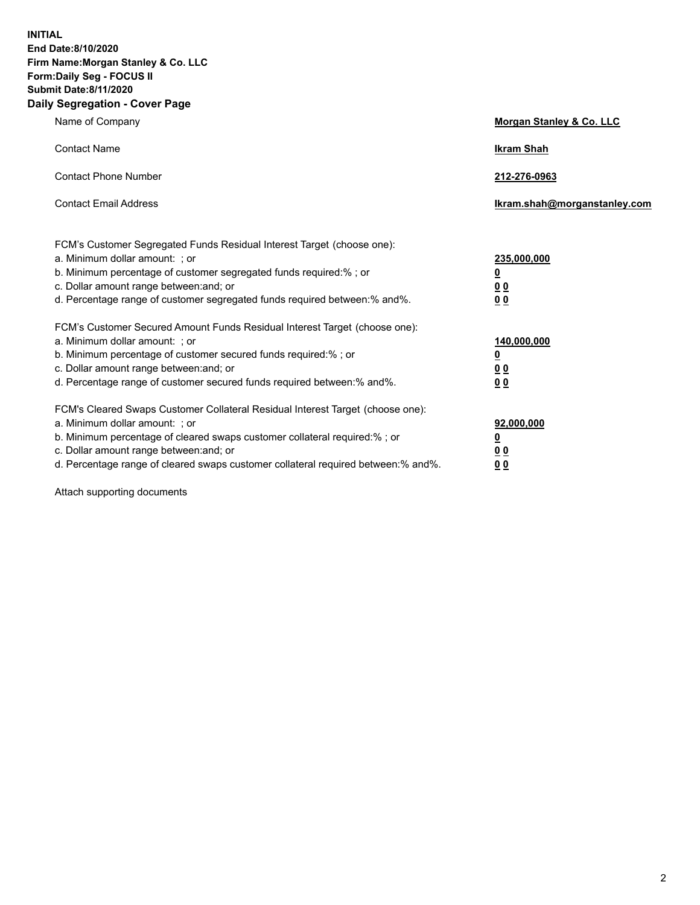**INITIAL**
**End Date:8/10/2020**
**Firm Name:Morgan Stanley & Co. LLC**
**Form:Daily Seg - FOCUS II**
**Submit Date:8/11/2020**

## Daily Segregation - Cover Page

| | |
|---|---|
| Name of Company | **Morgan Stanley & Co. LLC** |
| Contact Name | **Ikram Shah** |
| Contact Phone Number | **212-276-0963** |
| Contact Email Address | **Ikram.shah@morganstanley.com** |

| | |
|---|---|
| FCM's Customer Segregated Funds Residual Interest Target (choose one): | |
| a. Minimum dollar amount: ; or | **235,000,000** |
| b. Minimum percentage of customer segregated funds required:% ; or | **0** |
| c. Dollar amount range between:and; or | **0 0** |
| d. Percentage range of customer segregated funds required between:% and%. | **0 0** |
| FCM's Customer Secured Amount Funds Residual Interest Target (choose one): | |
| a. Minimum dollar amount: ; or | **140,000,000** |
| b. Minimum percentage of customer secured funds required:% ; or | **0** |
| c. Dollar amount range between:and; or | **0 0** |
| d. Percentage range of customer secured funds required between:% and%. | **0 0** |
| FCM's Cleared Swaps Customer Collateral Residual Interest Target (choose one): | |
| a. Minimum dollar amount: ; or | **92,000,000** |
| b. Minimum percentage of cleared swaps customer collateral required:% ; or | **0** |
| c. Dollar amount range between:and; or | **0 0** |
| d. Percentage range of cleared swaps customer collateral required between:% and%. | **0 0** |

Attach supporting documents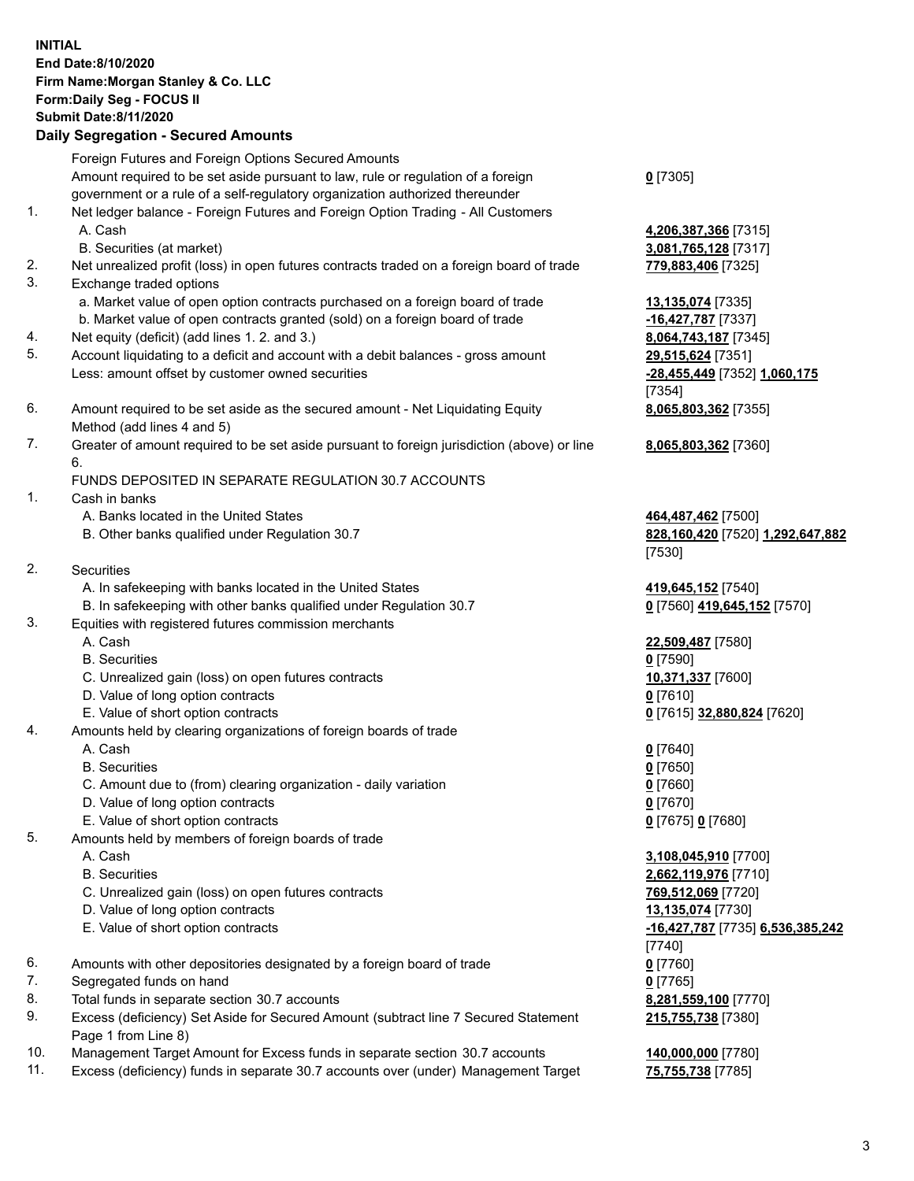**INITIAL**
**End Date:8/10/2020**
**Firm Name:Morgan Stanley & Co. LLC**
**Form:Daily Seg - FOCUS II**
**Submit Date:8/11/2020**

## Daily Segregation - Secured Amounts

| | | |
|---|---|---|
| | Foreign Futures and Foreign Options Secured Amounts | |
| | Amount required to be set aside pursuant to law, rule or regulation of a foreign government or a rule of a self-regulatory organization authorized thereunder | **0** [7305] |
| 1. | Net ledger balance - Foreign Futures and Foreign Option Trading - All Customers | |
| | A. Cash | **4,206,387,366** [7315] |
| | B. Securities (at market) | **3,081,765,128** [7317] |
| 2. | Net unrealized profit (loss) in open futures contracts traded on a foreign board of trade | **779,883,406** [7325] |
| 3. | Exchange traded options | |
| | a. Market value of open option contracts purchased on a foreign board of trade | **13,135,074** [7335] |
| | b. Market value of open contracts granted (sold) on a foreign board of trade | **-16,427,787** [7337] |
| 4. | Net equity (deficit) (add lines 1. 2. and 3.) | **8,064,743,187** [7345] |
| 5. | Account liquidating to a deficit and account with a debit balances - gross amount | **29,515,624** [7351] |
| | Less: amount offset by customer owned securities | **-28,455,449** [7352] **1,060,175** [7354] |
| 6. | Amount required to be set aside as the secured amount - Net Liquidating Equity Method (add lines 4 and 5) | **8,065,803,362** [7355] |
| 7. | Greater of amount required to be set aside pursuant to foreign jurisdiction (above) or line 6. | **8,065,803,362** [7360] |
| | FUNDS DEPOSITED IN SEPARATE REGULATION 30.7 ACCOUNTS | |
| 1. | Cash in banks | |
| | A. Banks located in the United States | **464,487,462** [7500] |
| | B. Other banks qualified under Regulation 30.7 | **828,160,420** [7520] **1,292,647,882** [7530] |
| 2. | Securities | |
| | A. In safekeeping with banks located in the United States | **419,645,152** [7540] |
| | B. In safekeeping with other banks qualified under Regulation 30.7 | **0** [7560] **419,645,152** [7570] |
| 3. | Equities with registered futures commission merchants | |
| | A. Cash | **22,509,487** [7580] |
| | B. Securities | **0** [7590] |
| | C. Unrealized gain (loss) on open futures contracts | **10,371,337** [7600] |
| | D. Value of long option contracts | **0** [7610] |
| | E. Value of short option contracts | **0** [7615] **32,880,824** [7620] |
| 4. | Amounts held by clearing organizations of foreign boards of trade | |
| | A. Cash | **0** [7640] |
| | B. Securities | **0** [7650] |
| | C. Amount due to (from) clearing organization - daily variation | **0** [7660] |
| | D. Value of long option contracts | **0** [7670] |
| | E. Value of short option contracts | **0** [7675] **0** [7680] |
| 5. | Amounts held by members of foreign boards of trade | |
| | A. Cash | **3,108,045,910** [7700] |
| | B. Securities | **2,662,119,976** [7710] |
| | C. Unrealized gain (loss) on open futures contracts | **769,512,069** [7720] |
| | D. Value of long option contracts | **13,135,074** [7730] |
| | E. Value of short option contracts | **-16,427,787** [7735] **6,536,385,242** [7740] |
| 6. | Amounts with other depositories designated by a foreign board of trade | **0** [7760] |
| 7. | Segregated funds on hand | **0** [7765] |
| 8. | Total funds in separate section 30.7 accounts | **8,281,559,100** [7770] |
| 9. | Excess (deficiency) Set Aside for Secured Amount (subtract line 7 Secured Statement Page 1 from Line 8) | **215,755,738** [7380] |
| 10. | Management Target Amount for Excess funds in separate section 30.7 accounts | **140,000,000** [7780] |
| 11. | Excess (deficiency) funds in separate 30.7 accounts over (under) Management Target | **75,755,738** [7785] |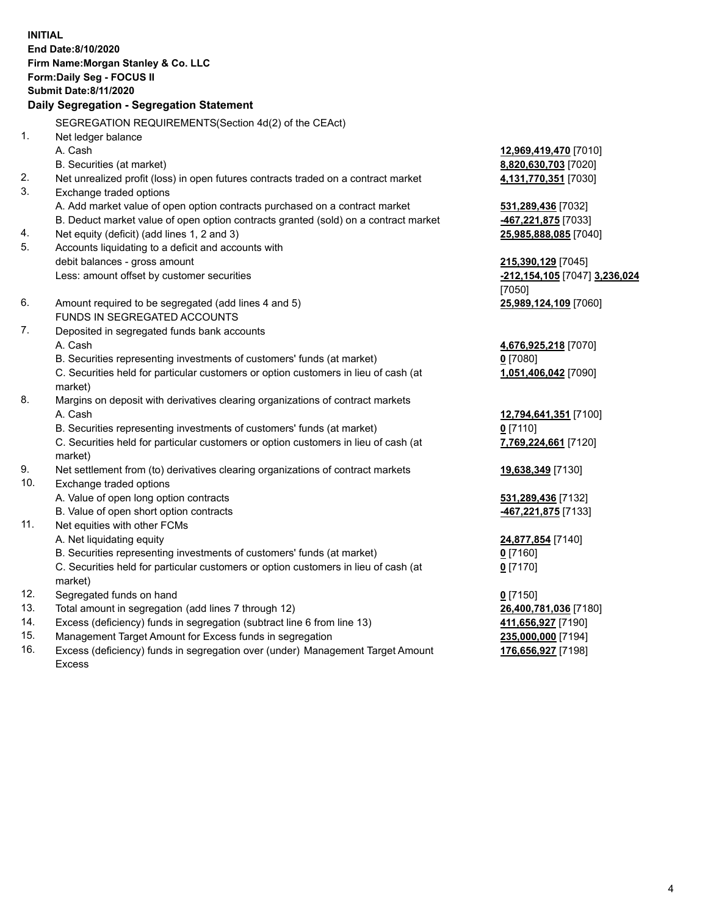**INITIAL**
**End Date:8/10/2020**
**Firm Name:Morgan Stanley & Co. LLC**
**Form:Daily Seg - FOCUS II**
**Submit Date:8/11/2020**

## Daily Segregation - Segregation Statement

SEGREGATION REQUIREMENTS(Section 4d(2) of the CEAct)

| | | |
|---|---|---|
| 1. | Net ledger balance | |
| | A. Cash | **12,969,419,470** [7010] |
| | B. Securities (at market) | **8,820,630,703** [7020] |
| 2. | Net unrealized profit (loss) in open futures contracts traded on a contract market | **4,131,770,351** [7030] |
| 3. | Exchange traded options | |
| | A. Add market value of open option contracts purchased on a contract market | **531,289,436** [7032] |
| | B. Deduct market value of open option contracts granted (sold) on a contract market | **-467,221,875** [7033] |
| 4. | Net equity (deficit) (add lines 1, 2 and 3) | **25,985,888,085** [7040] |
| 5. | Accounts liquidating to a deficit and accounts with debit balances - gross amount | **215,390,129** [7045] |
| | Less: amount offset by customer securities | **-212,154,105** [7047] **3,236,024** [7050] |
| 6. | Amount required to be segregated (add lines 4 and 5) | **25,989,124,109** [7060] |
| | FUNDS IN SEGREGATED ACCOUNTS | |
| 7. | Deposited in segregated funds bank accounts | |
| | A. Cash | **4,676,925,218** [7070] |
| | B. Securities representing investments of customers' funds (at market) | **0** [7080] |
| | C. Securities held for particular customers or option customers in lieu of cash (at market) | **1,051,406,042** [7090] |
| 8. | Margins on deposit with derivatives clearing organizations of contract markets | |
| | A. Cash | **12,794,641,351** [7100] |
| | B. Securities representing investments of customers' funds (at market) | **0** [7110] |
| | C. Securities held for particular customers or option customers in lieu of cash (at market) | **7,769,224,661** [7120] |
| 9. | Net settlement from (to) derivatives clearing organizations of contract markets | **19,638,349** [7130] |
| 10. | Exchange traded options | |
| | A. Value of open long option contracts | **531,289,436** [7132] |
| | B. Value of open short option contracts | **-467,221,875** [7133] |
| 11. | Net equities with other FCMs | |
| | A. Net liquidating equity | **24,877,854** [7140] |
| | B. Securities representing investments of customers' funds (at market) | **0** [7160] |
| | C. Securities held for particular customers or option customers in lieu of cash (at market) | **0** [7170] |
| 12. | Segregated funds on hand | **0** [7150] |
| 13. | Total amount in segregation (add lines 7 through 12) | **26,400,781,036** [7180] |
| 14. | Excess (deficiency) funds in segregation (subtract line 6 from line 13) | **411,656,927** [7190] |
| 15. | Management Target Amount for Excess funds in segregation | **235,000,000** [7194] |
| 16. | Excess (deficiency) funds in segregation over (under) Management Target Amount Excess | **176,656,927** [7198] |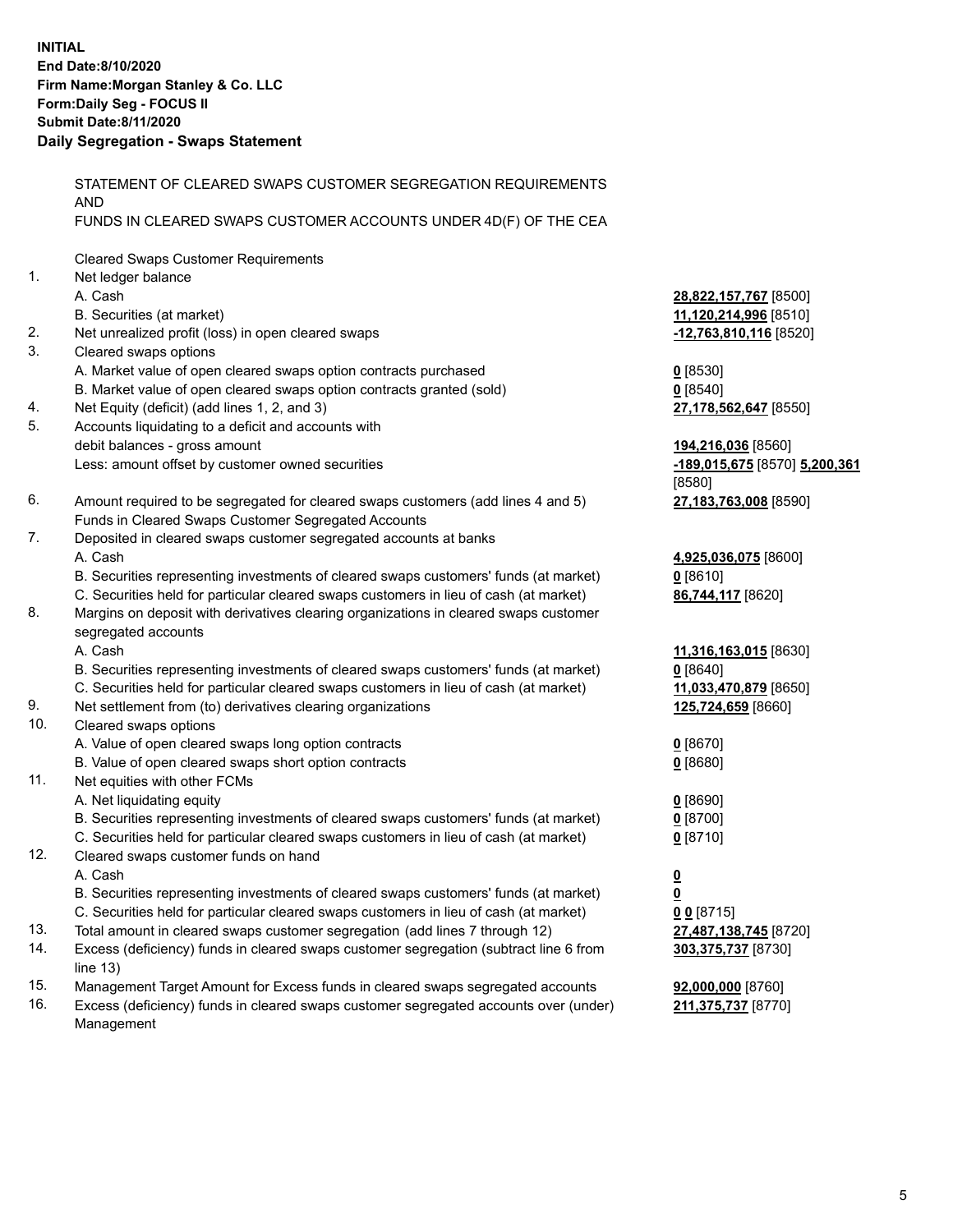**INITIAL**
**End Date:8/10/2020**
**Firm Name:Morgan Stanley & Co. LLC**
**Form:Daily Seg - FOCUS II**
**Submit Date:8/11/2020**
**Daily Segregation - Swaps Statement**

STATEMENT OF CLEARED SWAPS CUSTOMER SEGREGATION REQUIREMENTS AND FUNDS IN CLEARED SWAPS CUSTOMER ACCOUNTS UNDER 4D(F) OF THE CEA

| | | |
|---|---|---|
| | Cleared Swaps Customer Requirements | |
| 1. | Net ledger balance | |
| | A. Cash | **28,822,157,767** [8500] |
| | B. Securities (at market) | **11,120,214,996** [8510] |
| 2. | Net unrealized profit (loss) in open cleared swaps | **-12,763,810,116** [8520] |
| 3. | Cleared swaps options | |
| | A. Market value of open cleared swaps option contracts purchased | **0** [8530] |
| | B. Market value of open cleared swaps option contracts granted (sold) | **0** [8540] |
| 4. | Net Equity (deficit) (add lines 1, 2, and 3) | **27,178,562,647** [8550] |
| 5. | Accounts liquidating to a deficit and accounts with debit balances - gross amount | **194,216,036** [8560] |
| | Less: amount offset by customer owned securities | **-189,015,675** [8570] **5,200,361** [8580] |
| 6. | Amount required to be segregated for cleared swaps customers (add lines 4 and 5) | **27,183,763,008** [8590] |
| | Funds in Cleared Swaps Customer Segregated Accounts | |
| 7. | Deposited in cleared swaps customer segregated accounts at banks | |
| | A. Cash | **4,925,036,075** [8600] |
| | B. Securities representing investments of cleared swaps customers' funds (at market) | **0** [8610] |
| | C. Securities held for particular cleared swaps customers in lieu of cash (at market) | **86,744,117** [8620] |
| 8. | Margins on deposit with derivatives clearing organizations in cleared swaps customer segregated accounts | |
| | A. Cash | **11,316,163,015** [8630] |
| | B. Securities representing investments of cleared swaps customers' funds (at market) | **0** [8640] |
| | C. Securities held for particular cleared swaps customers in lieu of cash (at market) | **11,033,470,879** [8650] |
| 9. | Net settlement from (to) derivatives clearing organizations | **125,724,659** [8660] |
| 10. | Cleared swaps options | |
| | A. Value of open cleared swaps long option contracts | **0** [8670] |
| | B. Value of open cleared swaps short option contracts | **0** [8680] |
| 11. | Net equities with other FCMs | |
| | A. Net liquidating equity | **0** [8690] |
| | B. Securities representing investments of cleared swaps customers' funds (at market) | **0** [8700] |
| | C. Securities held for particular cleared swaps customers in lieu of cash (at market) | **0** [8710] |
| 12. | Cleared swaps customer funds on hand | |
| | A. Cash | **0** |
| | B. Securities representing investments of cleared swaps customers' funds (at market) | **0** |
| | C. Securities held for particular cleared swaps customers in lieu of cash (at market) | **0** **0** [8715] |
| 13. | Total amount in cleared swaps customer segregation (add lines 7 through 12) | **27,487,138,745** [8720] |
| 14. | Excess (deficiency) funds in cleared swaps customer segregation (subtract line 6 from line 13) | **303,375,737** [8730] |
| 15. | Management Target Amount for Excess funds in cleared swaps segregated accounts | **92,000,000** [8760] |
| 16. | Excess (deficiency) funds in cleared swaps customer segregated accounts over (under) Management | **211,375,737** [8770] |